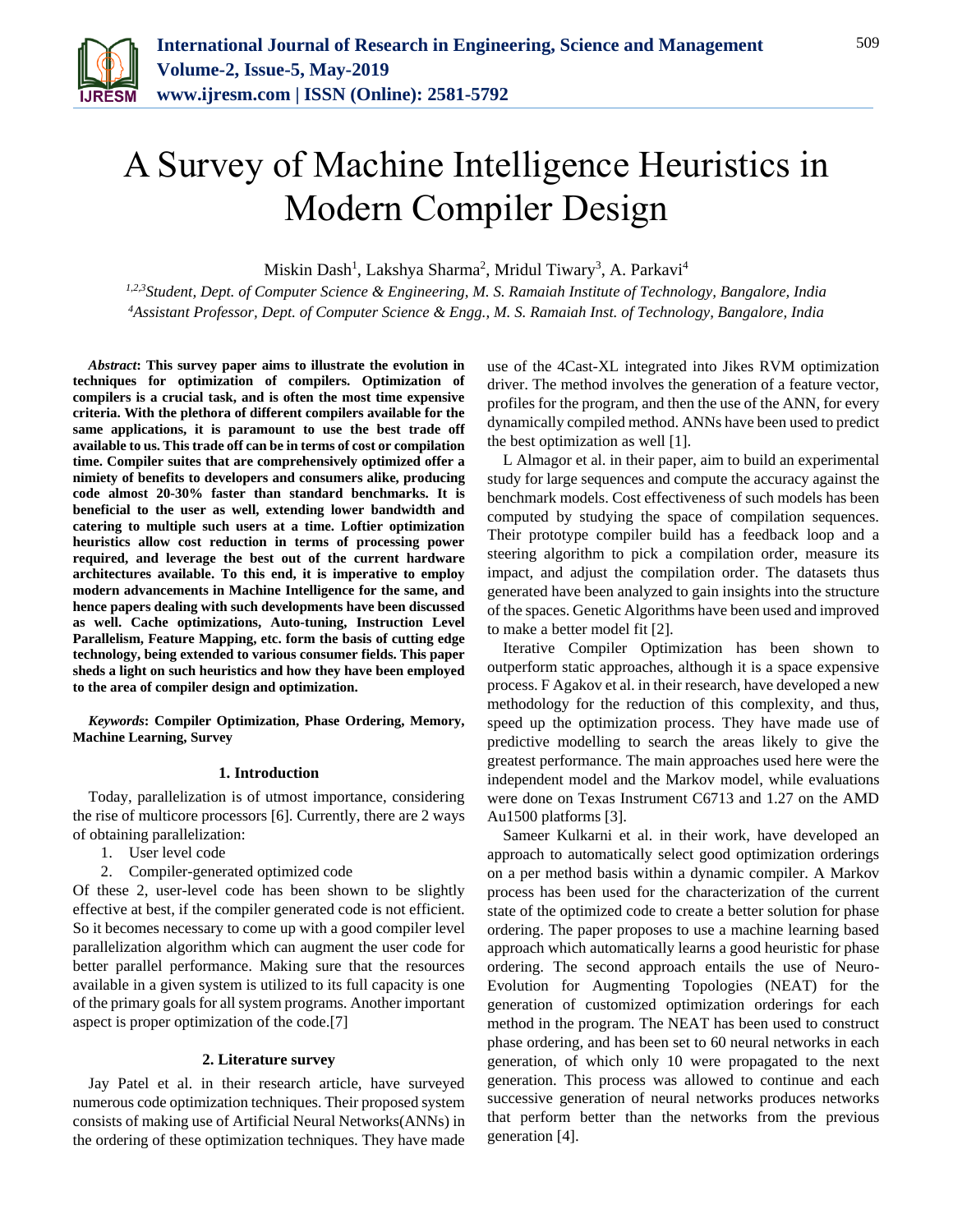# A Survey of Machine Intelligence Heuristics in Modern Compiler Design

Miskin Dash[1], Lakshya Sharma[2], Mridul Tiwary[3], A. Parkavi[4]

[1,2,3]*Student, Dept. of Computer Science & Engineering, M. S. Ramaiah Institute of Technology, Bangalore, India*
[4]*Assistant Professor, Dept. of Computer Science & Engg., M. S. Ramaiah Inst. of Technology, Bangalore, India*

***Abstract*: This survey paper aims to illustrate the evolution in techniques for optimization of compilers. Optimization of compilers is a crucial task, and is often the most time expensive criteria. With the plethora of different compilers available for the same applications, it is paramount to use the best trade off available to us. This trade off can be in terms of cost or compilation time. Compiler suites that are comprehensively optimized offer a nimiety of benefits to developers and consumers alike, producing code almost 20-30% faster than standard benchmarks. It is beneficial to the user as well, extending lower bandwidth and catering to multiple such users at a time. Loftier optimization heuristics allow cost reduction in terms of processing power required, and leverage the best out of the current hardware architectures available. To this end, it is imperative to employ modern advancements in Machine Intelligence for the same, and hence papers dealing with such developments have been discussed as well. Cache optimizations, Auto-tuning, Instruction Level Parallelism, Feature Mapping, etc. form the basis of cutting edge technology, being extended to various consumer fields. This paper sheds a light on such heuristics and how they have been employed to the area of compiler design and optimization.**

***Keywords*: Compiler Optimization, Phase Ordering, Memory, Machine Learning, Survey**

## 1. Introduction

Today, parallelization is of utmost importance, considering the rise of multicore processors [6]. Currently, there are 2 ways of obtaining parallelization:

1. User level code
2. Compiler-generated optimized code

Of these 2, user-level code has been shown to be slightly effective at best, if the compiler generated code is not efficient. So it becomes necessary to come up with a good compiler level parallelization algorithm which can augment the user code for better parallel performance. Making sure that the resources available in a given system is utilized to its full capacity is one of the primary goals for all system programs. Another important aspect is proper optimization of the code.[7]

## 2. Literature survey

Jay Patel et al. in their research article, have surveyed numerous code optimization techniques. Their proposed system consists of making use of Artificial Neural Networks(ANNs) in the ordering of these optimization techniques. They have made use of the 4Cast-XL integrated into Jikes RVM optimization driver. The method involves the generation of a feature vector, profiles for the program, and then the use of the ANN, for every dynamically compiled method. ANNs have been used to predict the best optimization as well [1].

L Almagor et al. in their paper, aim to build an experimental study for large sequences and compute the accuracy against the benchmark models. Cost effectiveness of such models has been computed by studying the space of compilation sequences. Their prototype compiler build has a feedback loop and a steering algorithm to pick a compilation order, measure its impact, and adjust the compilation order. The datasets thus generated have been analyzed to gain insights into the structure of the spaces. Genetic Algorithms have been used and improved to make a better model fit [2].

Iterative Compiler Optimization has been shown to outperform static approaches, although it is a space expensive process. F Agakov et al. in their research, have developed a new methodology for the reduction of this complexity, and thus, speed up the optimization process. They have made use of predictive modelling to search the areas likely to give the greatest performance. The main approaches used here were the independent model and the Markov model, while evaluations were done on Texas Instrument C6713 and 1.27 on the AMD Au1500 platforms [3].

Sameer Kulkarni et al. in their work, have developed an approach to automatically select good optimization orderings on a per method basis within a dynamic compiler. A Markov process has been used for the characterization of the current state of the optimized code to create a better solution for phase ordering. The paper proposes to use a machine learning based approach which automatically learns a good heuristic for phase ordering. The second approach entails the use of Neuro-Evolution for Augmenting Topologies (NEAT) for the generation of customized optimization orderings for each method in the program. The NEAT has been used to construct phase ordering, and has been set to 60 neural networks in each generation, of which only 10 were propagated to the next generation. This process was allowed to continue and each successive generation of neural networks produces networks that perform better than the networks from the previous generation [4].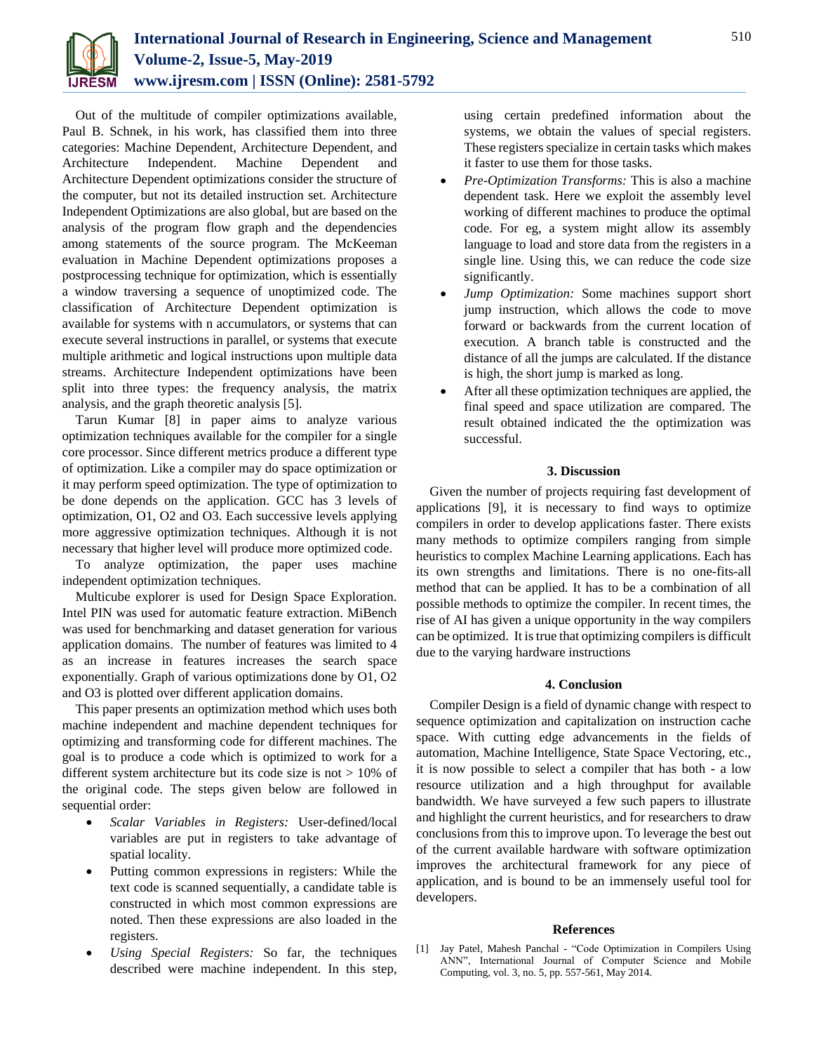Out of the multitude of compiler optimizations available, Paul B. Schnek, in his work, has classified them into three categories: Machine Dependent, Architecture Dependent, and Architecture Independent. Machine Dependent and Architecture Dependent optimizations consider the structure of the computer, but not its detailed instruction set. Architecture Independent Optimizations are also global, but are based on the analysis of the program flow graph and the dependencies among statements of the source program. The McKeeman evaluation in Machine Dependent optimizations proposes a postprocessing technique for optimization, which is essentially a window traversing a sequence of unoptimized code. The classification of Architecture Dependent optimization is available for systems with n accumulators, or systems that can execute several instructions in parallel, or systems that execute multiple arithmetic and logical instructions upon multiple data streams. Architecture Independent optimizations have been split into three types: the frequency analysis, the matrix analysis, and the graph theoretic analysis [5].

Tarun Kumar [8] in paper aims to analyze various optimization techniques available for the compiler for a single core processor. Since different metrics produce a different type of optimization. Like a compiler may do space optimization or it may perform speed optimization. The type of optimization to be done depends on the application. GCC has 3 levels of optimization, O1, O2 and O3. Each successive levels applying more aggressive optimization techniques. Although it is not necessary that higher level will produce more optimized code.

To analyze optimization, the paper uses machine independent optimization techniques.

Multicube explorer is used for Design Space Exploration. Intel PIN was used for automatic feature extraction. MiBench was used for benchmarking and dataset generation for various application domains. The number of features was limited to 4 as an increase in features increases the search space exponentially. Graph of various optimizations done by O1, O2 and O3 is plotted over different application domains.

This paper presents an optimization method which uses both machine independent and machine dependent techniques for optimizing and transforming code for different machines. The goal is to produce a code which is optimized to work for a different system architecture but its code size is not > 10% of the original code. The steps given below are followed in sequential order:

- *Scalar Variables in Registers:* User-defined/local variables are put in registers to take advantage of spatial locality.
- Putting common expressions in registers: While the text code is scanned sequentially, a candidate table is constructed in which most common expressions are noted. Then these expressions are also loaded in the registers.
- *Using Special Registers:* So far, the techniques described were machine independent. In this step, using certain predefined information about the systems, we obtain the values of special registers. These registers specialize in certain tasks which makes it faster to use them for those tasks.
- *Pre-Optimization Transforms:* This is also a machine dependent task. Here we exploit the assembly level working of different machines to produce the optimal code. For eg, a system might allow its assembly language to load and store data from the registers in a single line. Using this, we can reduce the code size significantly.
- *Jump Optimization:* Some machines support short jump instruction, which allows the code to move forward or backwards from the current location of execution. A branch table is constructed and the distance of all the jumps are calculated. If the distance is high, the short jump is marked as long.
- After all these optimization techniques are applied, the final speed and space utilization are compared. The result obtained indicated the the optimization was successful.

## 3. Discussion

Given the number of projects requiring fast development of applications [9], it is necessary to find ways to optimize compilers in order to develop applications faster. There exists many methods to optimize compilers ranging from simple heuristics to complex Machine Learning applications. Each has its own strengths and limitations. There is no one-fits-all method that can be applied. It has to be a combination of all possible methods to optimize the compiler. In recent times, the rise of AI has given a unique opportunity in the way compilers can be optimized. It is true that optimizing compilers is difficult due to the varying hardware instructions

## 4. Conclusion

Compiler Design is a field of dynamic change with respect to sequence optimization and capitalization on instruction cache space. With cutting edge advancements in the fields of automation, Machine Intelligence, State Space Vectoring, etc., it is now possible to select a compiler that has both - a low resource utilization and a high throughput for available bandwidth. We have surveyed a few such papers to illustrate and highlight the current heuristics, and for researchers to draw conclusions from this to improve upon. To leverage the best out of the current available hardware with software optimization improves the architectural framework for any piece of application, and is bound to be an immensely useful tool for developers.

## References

[1] Jay Patel, Mahesh Panchal - "Code Optimization in Compilers Using ANN", International Journal of Computer Science and Mobile Computing, vol. 3, no. 5, pp. 557-561, May 2014.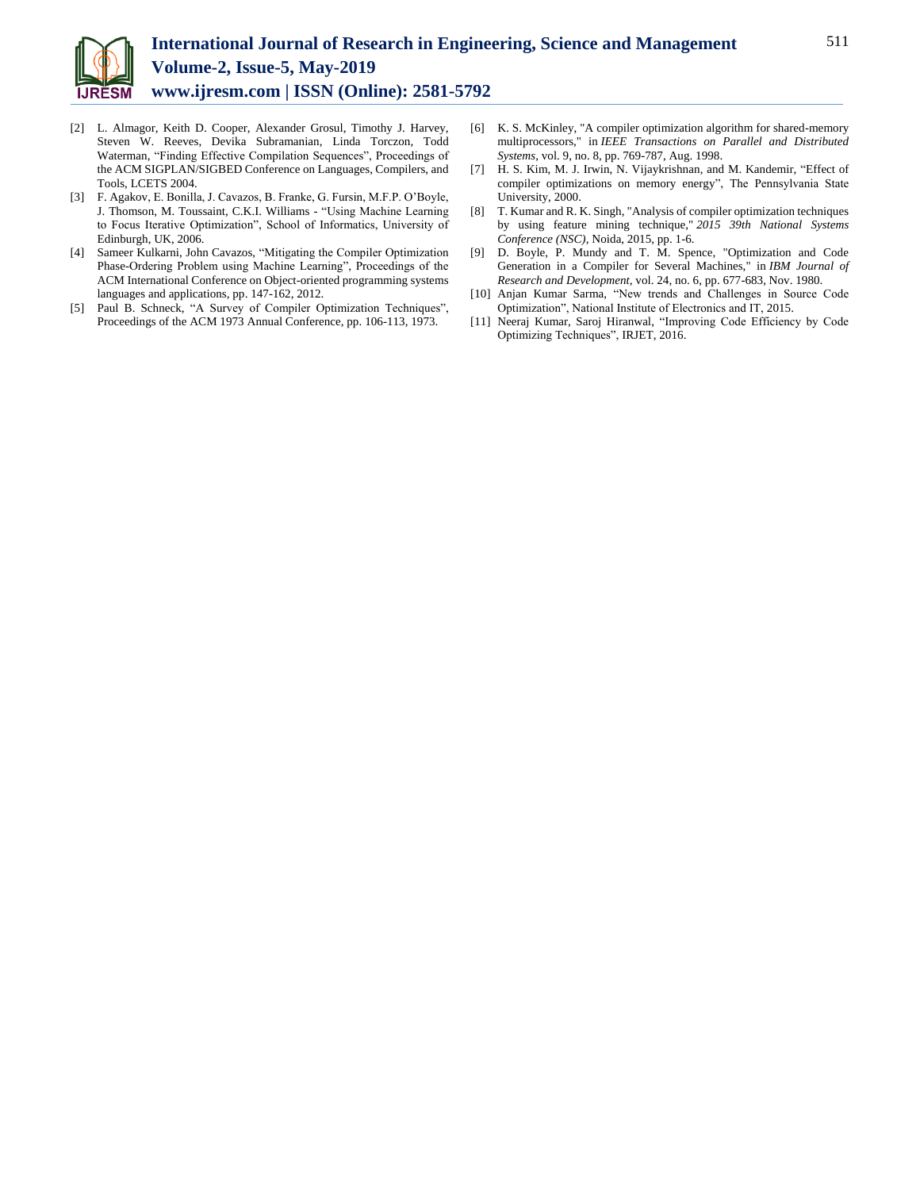[2] L. Almagor, Keith D. Cooper, Alexander Grosul, Timothy J. Harvey, Steven W. Reeves, Devika Subramanian, Linda Torczon, Todd Waterman, "Finding Effective Compilation Sequences", Proceedings of the ACM SIGPLAN/SIGBED Conference on Languages, Compilers, and Tools, LCETS 2004.

[3] F. Agakov, E. Bonilla, J. Cavazos, B. Franke, G. Fursin, M.F.P. O'Boyle, J. Thomson, M. Toussaint, C.K.I. Williams - "Using Machine Learning to Focus Iterative Optimization", School of Informatics, University of Edinburgh, UK, 2006.

[4] Sameer Kulkarni, John Cavazos, "Mitigating the Compiler Optimization Phase-Ordering Problem using Machine Learning", Proceedings of the ACM International Conference on Object-oriented programming systems languages and applications, pp. 147-162, 2012.

[5] Paul B. Schneck, "A Survey of Compiler Optimization Techniques", Proceedings of the ACM 1973 Annual Conference, pp. 106-113, 1973.

[6] K. S. McKinley, "A compiler optimization algorithm for shared-memory multiprocessors," in *IEEE Transactions on Parallel and Distributed Systems*, vol. 9, no. 8, pp. 769-787, Aug. 1998.

[7] H. S. Kim, M. J. Irwin, N. Vijaykrishnan, and M. Kandemir, "Effect of compiler optimizations on memory energy", The Pennsylvania State University, 2000.

[8] T. Kumar and R. K. Singh, "Analysis of compiler optimization techniques by using feature mining technique," *2015 39th National Systems Conference (NSC)*, Noida, 2015, pp. 1-6.

[9] D. Boyle, P. Mundy and T. M. Spence, "Optimization and Code Generation in a Compiler for Several Machines," in *IBM Journal of Research and Development*, vol. 24, no. 6, pp. 677-683, Nov. 1980.

[10] Anjan Kumar Sarma, "New trends and Challenges in Source Code Optimization", National Institute of Electronics and IT, 2015.

[11] Neeraj Kumar, Saroj Hiranwal, "Improving Code Efficiency by Code Optimizing Techniques", IRJET, 2016.